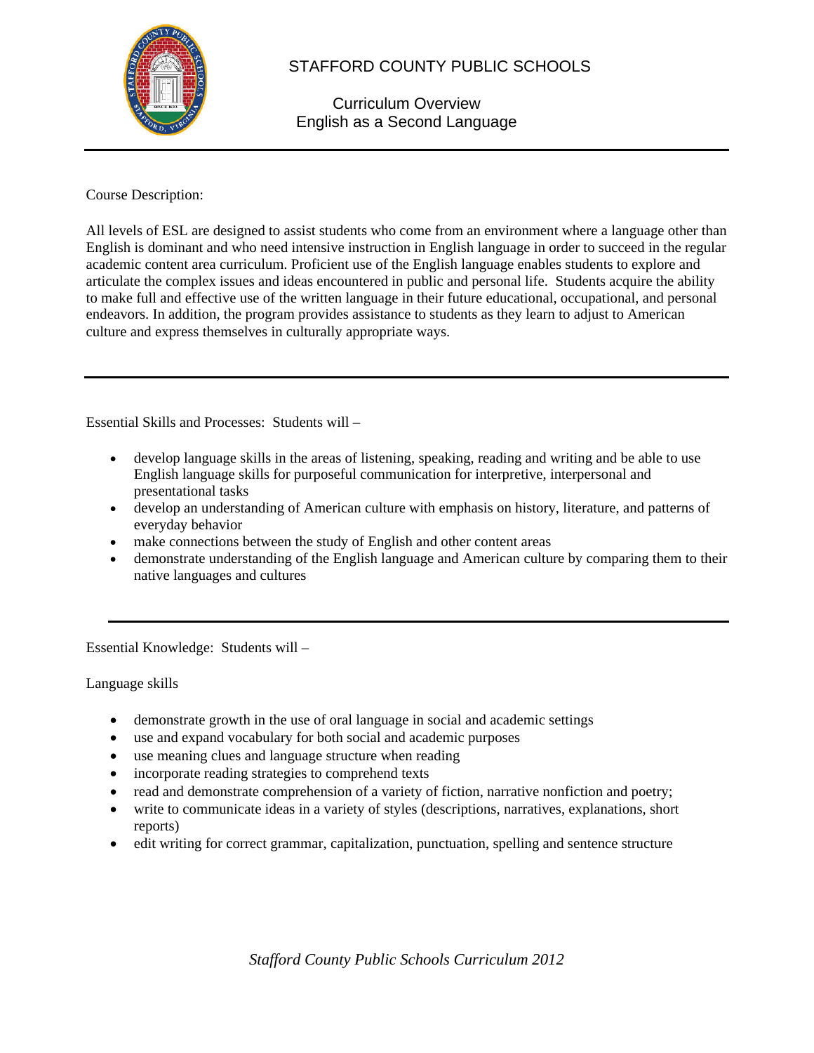# STAFFORD COUNTY PUBLIC SCHOOLS

## Curriculum Overview
## English as a Second Language

---

Course Description:

All levels of ESL are designed to assist students who come from an environment where a language other than English is dominant and who need intensive instruction in English language in order to succeed in the regular academic content area curriculum. Proficient use of the English language enables students to explore and articulate the complex issues and ideas encountered in public and personal life. Students acquire the ability to make full and effective use of the written language in their future educational, occupational, and personal endeavors. In addition, the program provides assistance to students as they learn to adjust to American culture and express themselves in culturally appropriate ways.

---

Essential Skills and Processes: Students will –

- develop language skills in the areas of listening, speaking, reading and writing and be able to use English language skills for purposeful communication for interpretive, interpersonal and presentational tasks
- develop an understanding of American culture with emphasis on history, literature, and patterns of everyday behavior
- make connections between the study of English and other content areas
- demonstrate understanding of the English language and American culture by comparing them to their native languages and cultures

---

Essential Knowledge: Students will –

Language skills

- demonstrate growth in the use of oral language in social and academic settings
- use and expand vocabulary for both social and academic purposes
- use meaning clues and language structure when reading
- incorporate reading strategies to comprehend texts
- read and demonstrate comprehension of a variety of fiction, narrative nonfiction and poetry;
- write to communicate ideas in a variety of styles (descriptions, narratives, explanations, short reports)
- edit writing for correct grammar, capitalization, punctuation, spelling and sentence structure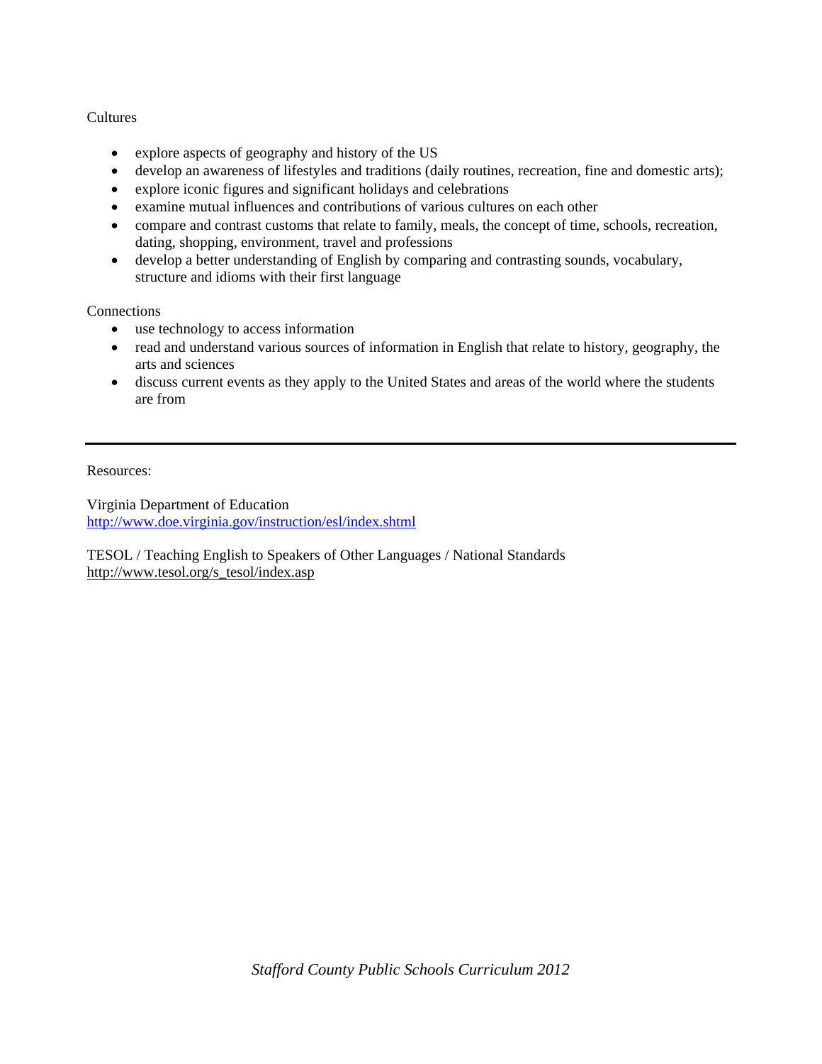Cultures

- explore aspects of geography and history of the US
- develop an awareness of lifestyles and traditions (daily routines, recreation, fine and domestic arts);
- explore iconic figures and significant holidays and celebrations
- examine mutual influences and contributions of various cultures on each other
- compare and contrast customs that relate to family, meals, the concept of time, schools, recreation, dating, shopping, environment, travel and professions
- develop a better understanding of English by comparing and contrasting sounds, vocabulary, structure and idioms with their first language

Connections

- use technology to access information
- read and understand various sources of information in English that relate to history, geography, the arts and sciences
- discuss current events as they apply to the United States and areas of the world where the students are from

---

Resources:

Virginia Department of Education
http://www.doe.virginia.gov/instruction/esl/index.shtml

TESOL / Teaching English to Speakers of Other Languages / National Standards
http://www.tesol.org/s_tesol/index.asp